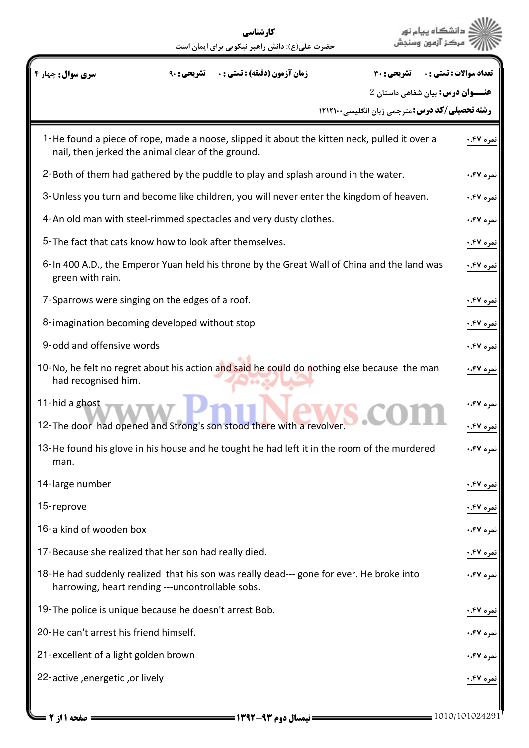کارشناسی

حضرت علی(ع): دانش راهبر نیکویی برای ایمان است

| تعداد سوالات : تستی : ۰ | تشریحی : ۳۰ | زمان آزمون (دقیقه) : تستی : ۰ | تشریحی : ۹۰ | سری سوال : چهار ۴ |
|---|---|---|---|---|

**عنـــوان درس:** بیان شفاهی داستان 2

**رشته تحصیلی/کد درس:** مترجمی زبان انگلیسی۱۲۱۲۱۰۰

1-He found a piece of rope, made a noose, slipped it about the kitten neck, pulled it over a nail, then jerked the animal clear of the ground. — نمره ۰.۴۷

2-Both of them had gathered by the puddle to play and splash around in the water. — نمره ۰.۴۷

3-Unless you turn and become like children, you will never enter the kingdom of heaven. — نمره ۰.۴۷

4-An old man with steel-rimmed spectacles and very dusty clothes. — نمره ۰.۴۷

5-The fact that cats know how to look after themselves. — نمره ۰.۴۷

6-In 400 A.D., the Emperor Yuan held his throne by the Great Wall of China and the land was green with rain. — نمره ۰.۴۷

7-Sparrows were singing on the edges of a roof. — نمره ۰.۴۷

8-imagination becoming developed without stop — نمره ۰.۴۷

9-odd and offensive words — نمره ۰.۴۷

10-No, he felt no regret about his action and said he could do nothing else because the man had recognised him. — نمره ۰.۴۷

11-hid a ghost — نمره ۰.۴۷

12-The door had opened and Strong's son stood there with a revolver. — نمره ۰.۴۷

13-He found his glove in his house and he tought he had left it in the room of the murdered man. — نمره ۰.۴۷

14-large number — نمره ۰.۴۷

15-reprove — نمره ۰.۴۷

16-a kind of wooden box — نمره ۰.۴۷

17-Because she realized that her son had really died. — نمره ۰.۴۷

18-He had suddenly realized that his son was really dead--- gone for ever. He broke into harrowing, heart rending ---uncontrollable sobs. — نمره ۰.۴۷

19-The police is unique because he doesn't arrest Bob. — نمره ۰.۴۷

20-He can't arrest his friend himself. — نمره ۰.۴۷

21-excellent of a light golden brown — نمره ۰.۴۷

22-active ,energetic ,or lively — نمره ۰.۴۷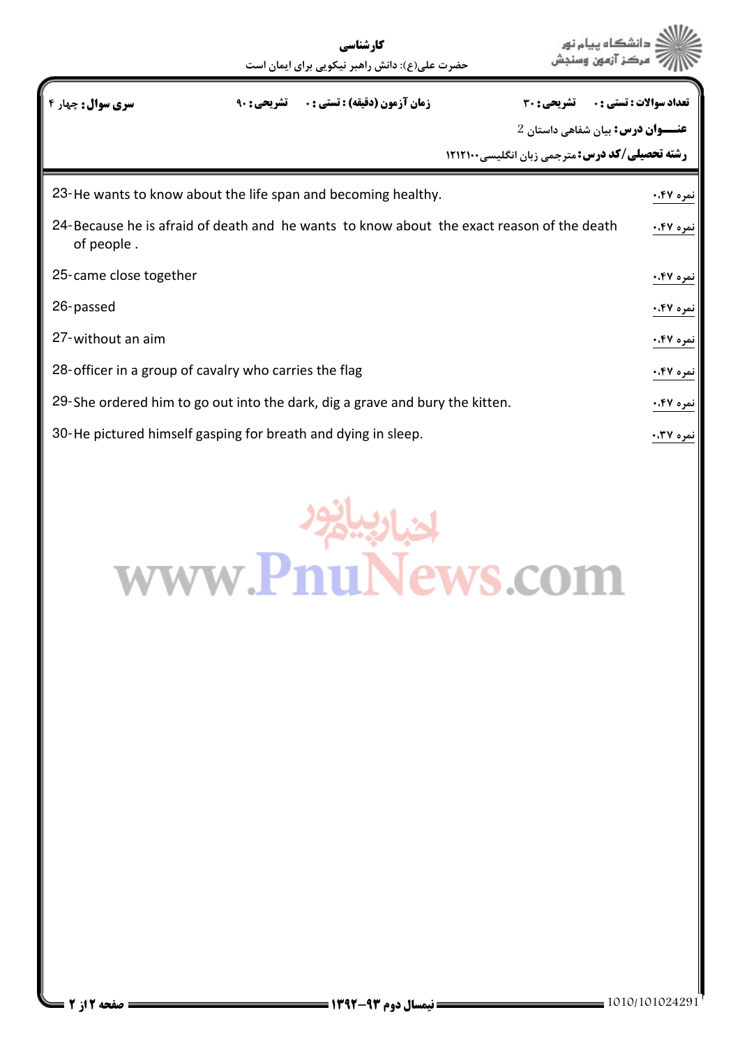| | | | |
|---|---|---|---|
| **سری سوال:** چهار ۴ | **تشریحی:** ۹۰ | **زمان آزمون (دقیقه) : تستی :** ۰ | **تعداد سوالات : تستی :** ۰ **تشریحی :** ۳۰ |

**عنـــوان درس:** بیان شفاهی داستان 2

**رشته تحصیلی/کد درس:** مترجمی زبان انگلیسی۱۲۱۲۱۰۰

23-He wants to know about the life span and becoming healthy. — نمره ۰.۴۷

24-Because he is afraid of death and he wants to know about the exact reason of the death of people . — نمره ۰.۴۷

25-came close together — نمره ۰.۴۷

26-passed — نمره ۰.۴۷

27-without an aim — نمره ۰.۴۷

28-officer in a group of cavalry who carries the flag — نمره ۰.۴۷

29-She ordered him to go out into the dark, dig a grave and bury the kitten. — نمره ۰.۴۷

30-He pictured himself gasping for breath and dying in sleep. — نمره ۰.۳۷